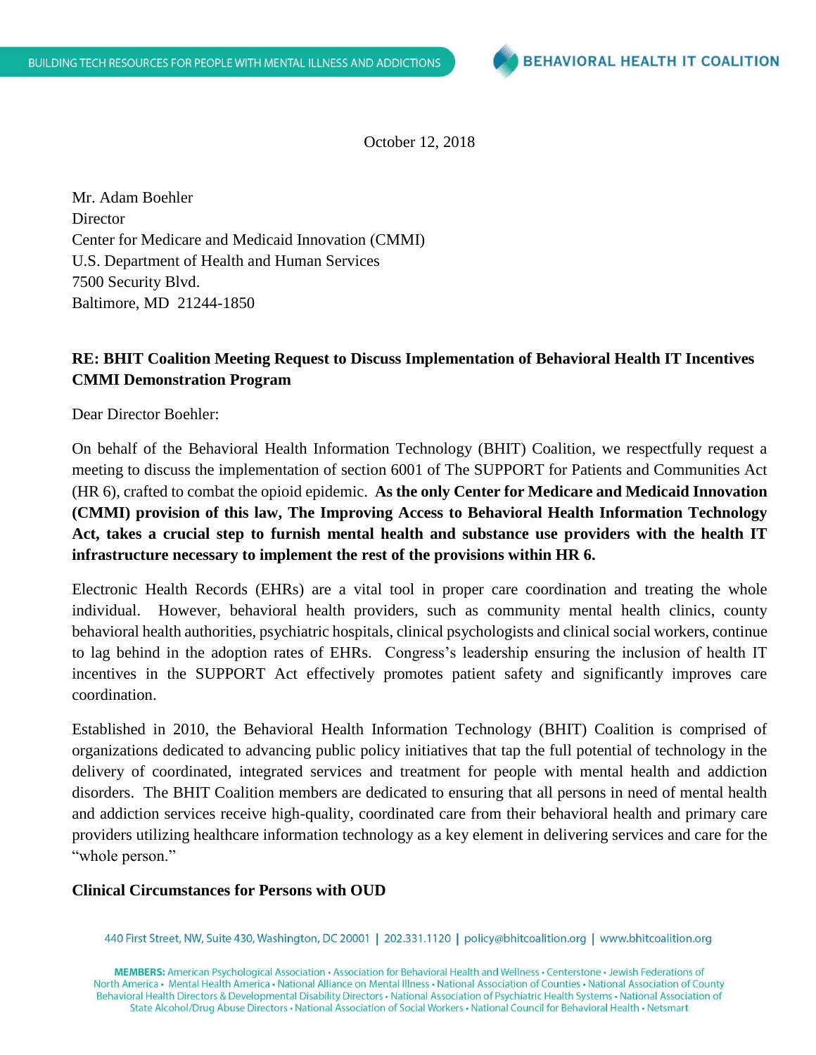BUILDING TECH RESOURCES FOR PEOPLE WITH MENTAL ILLNESS AND ADDICTIONS

**BEHAVIORAL HEALTH IT COALITION**

October 12, 2018

Mr. Adam Boehler
Director
Center for Medicare and Medicaid Innovation (CMMI)
U.S. Department of Health and Human Services
7500 Security Blvd.
Baltimore, MD 21244-1850

**RE: BHIT Coalition Meeting Request to Discuss Implementation of Behavioral Health IT Incentives CMMI Demonstration Program**

Dear Director Boehler:

On behalf of the Behavioral Health Information Technology (BHIT) Coalition, we respectfully request a meeting to discuss the implementation of section 6001 of The SUPPORT for Patients and Communities Act (HR 6), crafted to combat the opioid epidemic. **As the only Center for Medicare and Medicaid Innovation (CMMI) provision of this law, The Improving Access to Behavioral Health Information Technology Act, takes a crucial step to furnish mental health and substance use providers with the health IT infrastructure necessary to implement the rest of the provisions within HR 6.**

Electronic Health Records (EHRs) are a vital tool in proper care coordination and treating the whole individual. However, behavioral health providers, such as community mental health clinics, county behavioral health authorities, psychiatric hospitals, clinical psychologists and clinical social workers, continue to lag behind in the adoption rates of EHRs. Congress's leadership ensuring the inclusion of health IT incentives in the SUPPORT Act effectively promotes patient safety and significantly improves care coordination.

Established in 2010, the Behavioral Health Information Technology (BHIT) Coalition is comprised of organizations dedicated to advancing public policy initiatives that tap the full potential of technology in the delivery of coordinated, integrated services and treatment for people with mental health and addiction disorders. The BHIT Coalition members are dedicated to ensuring that all persons in need of mental health and addiction services receive high-quality, coordinated care from their behavioral health and primary care providers utilizing healthcare information technology as a key element in delivering services and care for the "whole person."

**Clinical Circumstances for Persons with OUD**

440 First Street, NW, Suite 430, Washington, DC 20001 | 202.331.1120 | policy@bhitcoalition.org | www.bhitcoalition.org

**MEMBERS:** American Psychological Association • Association for Behavioral Health and Wellness • Centerstone • Jewish Federations of North America • Mental Health America • National Alliance on Mental Illness • National Association of Counties • National Association of County Behavioral Health Directors & Developmental Disability Directors • National Association of Psychiatric Health Systems • National Association of State Alcohol/Drug Abuse Directors • National Association of Social Workers • National Council for Behavioral Health • Netsmart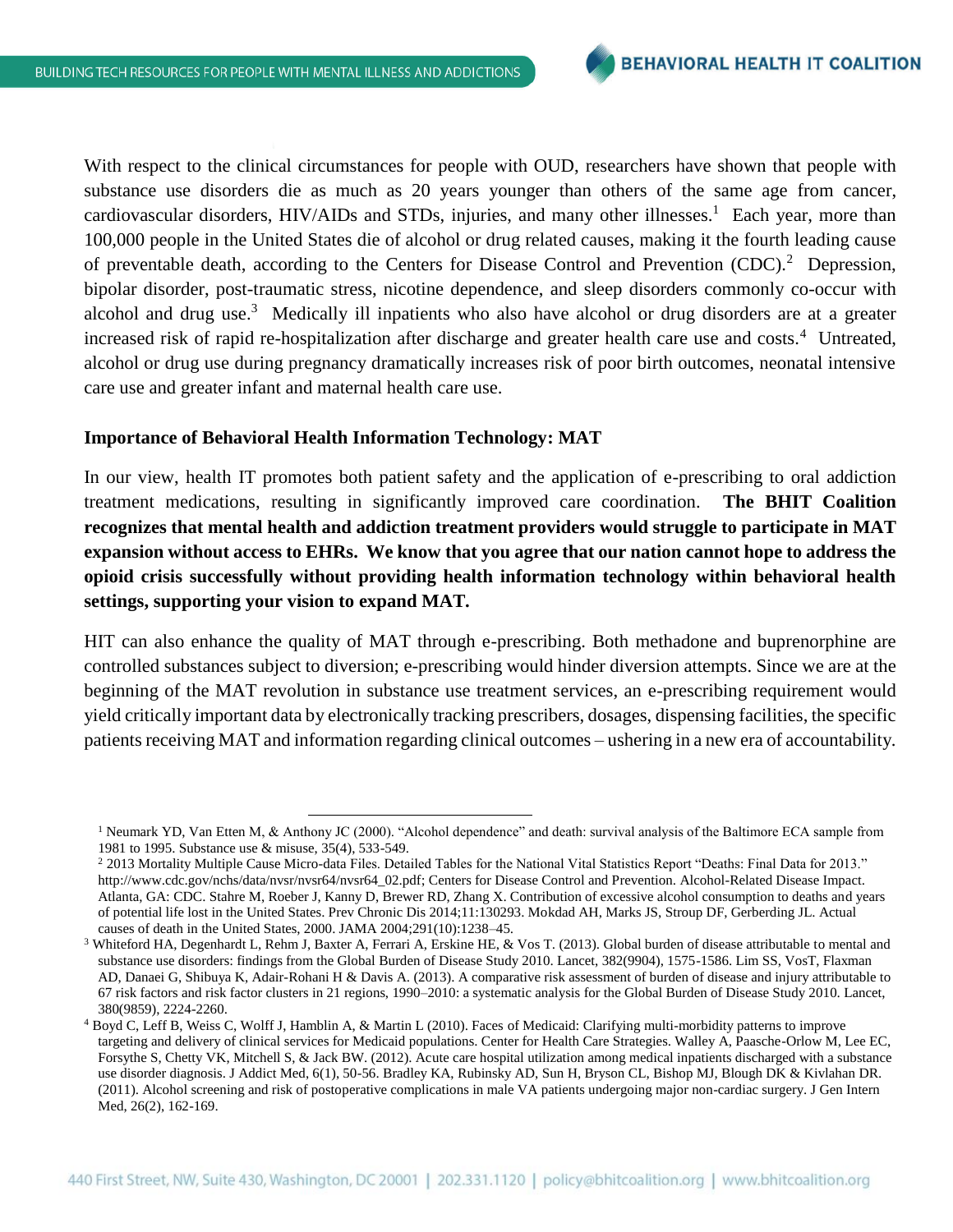With respect to the clinical circumstances for people with OUD, researchers have shown that people with substance use disorders die as much as 20 years younger than others of the same age from cancer, cardiovascular disorders, HIV/AIDs and STDs, injuries, and many other illnesses.[1] Each year, more than 100,000 people in the United States die of alcohol or drug related causes, making it the fourth leading cause of preventable death, according to the Centers for Disease Control and Prevention (CDC).[2] Depression, bipolar disorder, post-traumatic stress, nicotine dependence, and sleep disorders commonly co-occur with alcohol and drug use.[3] Medically ill inpatients who also have alcohol or drug disorders are at a greater increased risk of rapid re-hospitalization after discharge and greater health care use and costs.[4] Untreated, alcohol or drug use during pregnancy dramatically increases risk of poor birth outcomes, neonatal intensive care use and greater infant and maternal health care use.

**Importance of Behavioral Health Information Technology: MAT**

In our view, health IT promotes both patient safety and the application of e-prescribing to oral addiction treatment medications, resulting in significantly improved care coordination. **The BHIT Coalition recognizes that mental health and addiction treatment providers would struggle to participate in MAT expansion without access to EHRs. We know that you agree that our nation cannot hope to address the opioid crisis successfully without providing health information technology within behavioral health settings, supporting your vision to expand MAT.**

HIT can also enhance the quality of MAT through e-prescribing. Both methadone and buprenorphine are controlled substances subject to diversion; e-prescribing would hinder diversion attempts. Since we are at the beginning of the MAT revolution in substance use treatment services, an e-prescribing requirement would yield critically important data by electronically tracking prescribers, dosages, dispensing facilities, the specific patients receiving MAT and information regarding clinical outcomes – ushering in a new era of accountability.

---

[1] Neumark YD, Van Etten M, & Anthony JC (2000). "Alcohol dependence" and death: survival analysis of the Baltimore ECA sample from 1981 to 1995. Substance use & misuse, 35(4), 533-549.

[2] 2013 Mortality Multiple Cause Micro-data Files. Detailed Tables for the National Vital Statistics Report "Deaths: Final Data for 2013." http://www.cdc.gov/nchs/data/nvsr/nvsr64/nvsr64_02.pdf; Centers for Disease Control and Prevention. Alcohol-Related Disease Impact. Atlanta, GA: CDC. Stahre M, Roeber J, Kanny D, Brewer RD, Zhang X. Contribution of excessive alcohol consumption to deaths and years of potential life lost in the United States. Prev Chronic Dis 2014;11:130293. Mokdad AH, Marks JS, Stroup DF, Gerberding JL. Actual causes of death in the United States, 2000. JAMA 2004;291(10):1238–45.

[3] Whiteford HA, Degenhardt L, Rehm J, Baxter A, Ferrari A, Erskine HE, & Vos T. (2013). Global burden of disease attributable to mental and substance use disorders: findings from the Global Burden of Disease Study 2010. Lancet, 382(9904), 1575-1586. Lim SS, VosT, Flaxman AD, Danaei G, Shibuya K, Adair-Rohani H & Davis A. (2013). A comparative risk assessment of burden of disease and injury attributable to 67 risk factors and risk factor clusters in 21 regions, 1990–2010: a systematic analysis for the Global Burden of Disease Study 2010. Lancet, 380(9859), 2224-2260.

[4] Boyd C, Leff B, Weiss C, Wolff J, Hamblin A, & Martin L (2010). Faces of Medicaid: Clarifying multi-morbidity patterns to improve targeting and delivery of clinical services for Medicaid populations. Center for Health Care Strategies. Walley A, Paasche-Orlow M, Lee EC, Forsythe S, Chetty VK, Mitchell S, & Jack BW. (2012). Acute care hospital utilization among medical inpatients discharged with a substance use disorder diagnosis. J Addict Med, 6(1), 50-56. Bradley KA, Rubinsky AD, Sun H, Bryson CL, Bishop MJ, Blough DK & Kivlahan DR. (2011). Alcohol screening and risk of postoperative complications in male VA patients undergoing major non-cardiac surgery. J Gen Intern Med, 26(2), 162-169.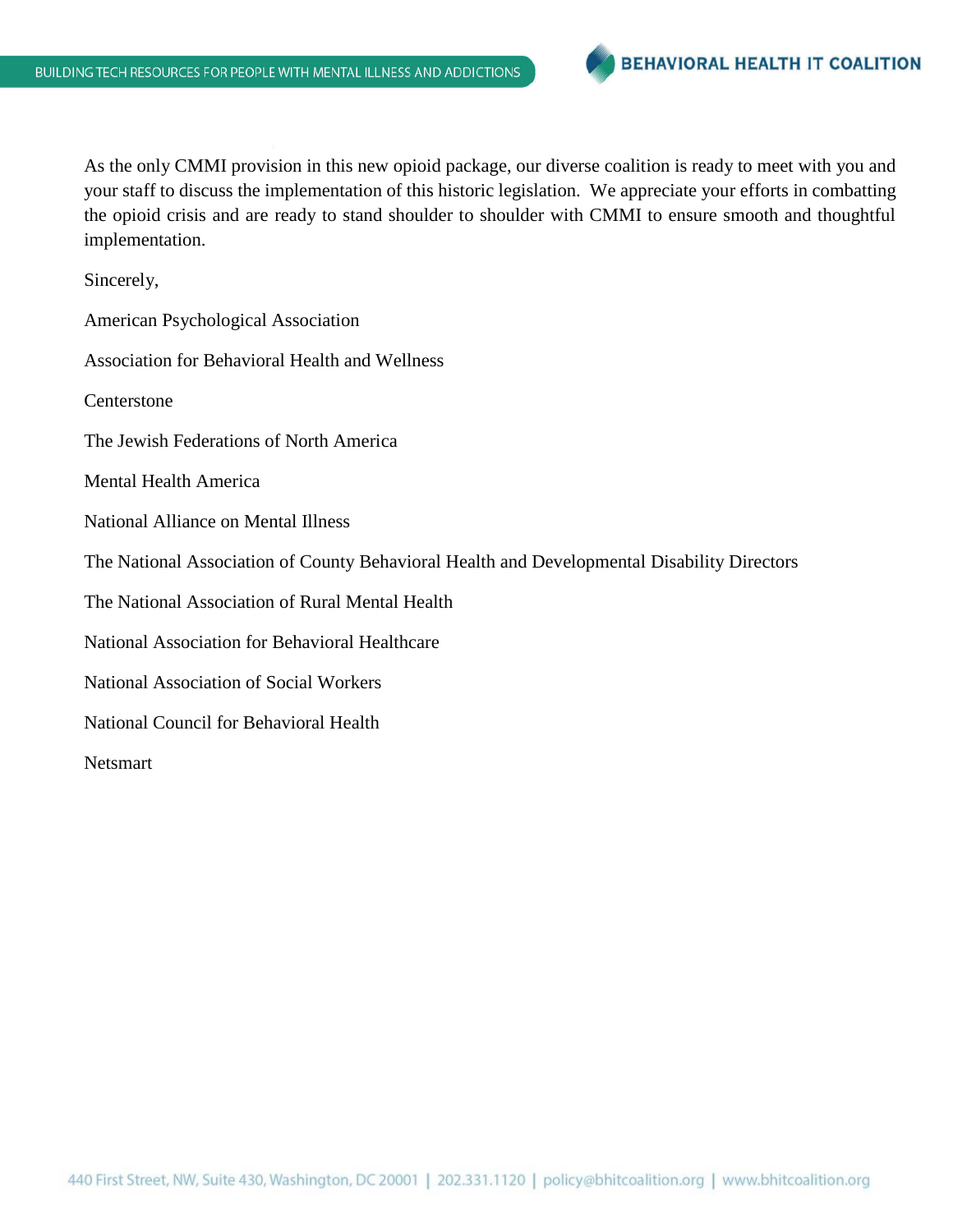As the only CMMI provision in this new opioid package, our diverse coalition is ready to meet with you and your staff to discuss the implementation of this historic legislation. We appreciate your efforts in combatting the opioid crisis and are ready to stand shoulder to shoulder with CMMI to ensure smooth and thoughtful implementation.

Sincerely,

American Psychological Association

Association for Behavioral Health and Wellness

Centerstone

The Jewish Federations of North America

Mental Health America

National Alliance on Mental Illness

The National Association of County Behavioral Health and Developmental Disability Directors

The National Association of Rural Mental Health

National Association for Behavioral Healthcare

National Association of Social Workers

National Council for Behavioral Health

Netsmart